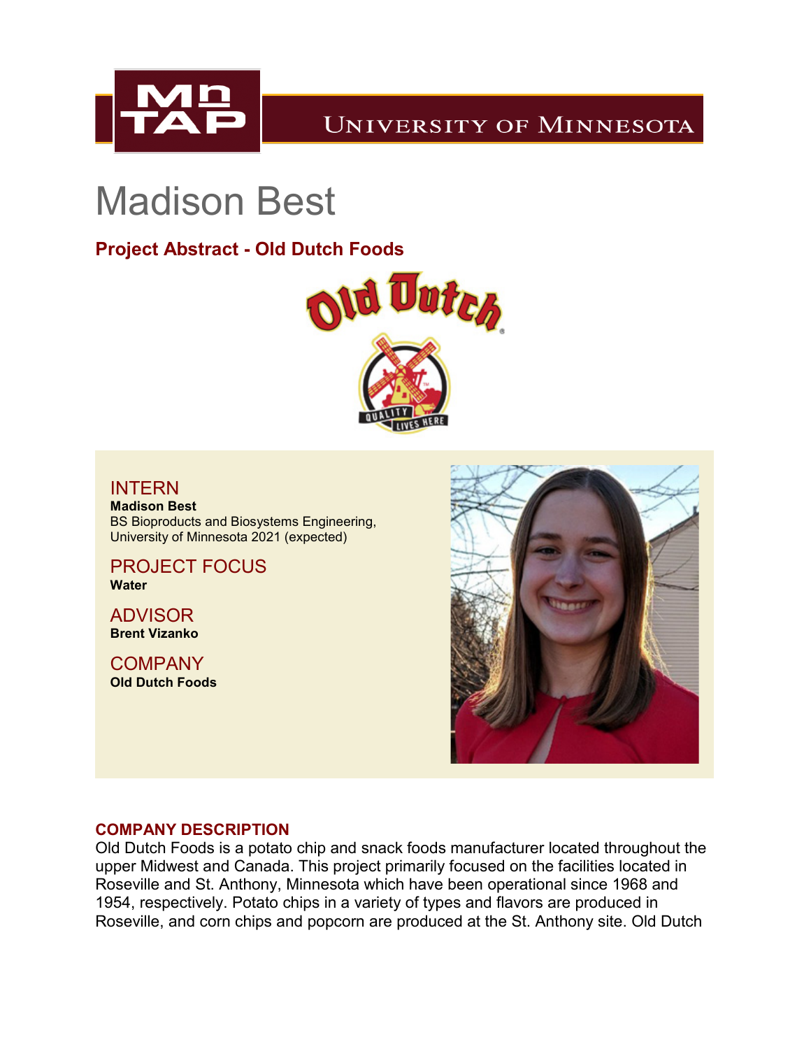# Madison Best

## Project Abstract - Old Dutch Foods

INTERN
**Madison Best**
BS Bioproducts and Biosystems Engineering,
University of Minnesota 2021 (expected)

PROJECT FOCUS
**Water**

ADVISOR
**Brent Vizanko**

COMPANY
**Old Dutch Foods**

### COMPANY DESCRIPTION

Old Dutch Foods is a potato chip and snack foods manufacturer located throughout the upper Midwest and Canada. This project primarily focused on the facilities located in Roseville and St. Anthony, Minnesota which have been operational since 1968 and 1954, respectively. Potato chips in a variety of types and flavors are produced in Roseville, and corn chips and popcorn are produced at the St. Anthony site. Old Dutch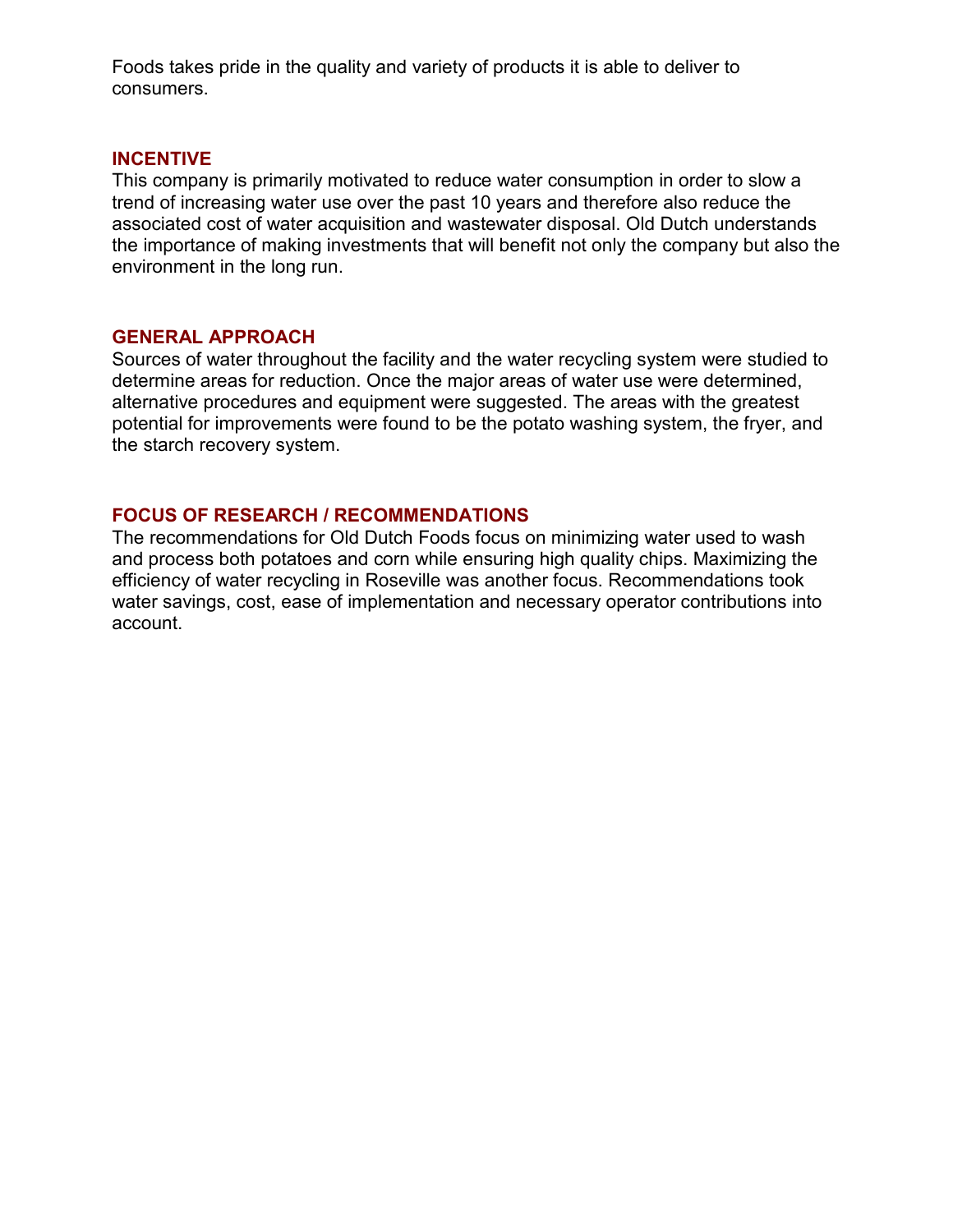Foods takes pride in the quality and variety of products it is able to deliver to consumers.

## INCENTIVE

This company is primarily motivated to reduce water consumption in order to slow a trend of increasing water use over the past 10 years and therefore also reduce the associated cost of water acquisition and wastewater disposal. Old Dutch understands the importance of making investments that will benefit not only the company but also the environment in the long run.

## GENERAL APPROACH

Sources of water throughout the facility and the water recycling system were studied to determine areas for reduction. Once the major areas of water use were determined, alternative procedures and equipment were suggested. The areas with the greatest potential for improvements were found to be the potato washing system, the fryer, and the starch recovery system.

## FOCUS OF RESEARCH / RECOMMENDATIONS

The recommendations for Old Dutch Foods focus on minimizing water used to wash and process both potatoes and corn while ensuring high quality chips. Maximizing the efficiency of water recycling in Roseville was another focus. Recommendations took water savings, cost, ease of implementation and necessary operator contributions into account.